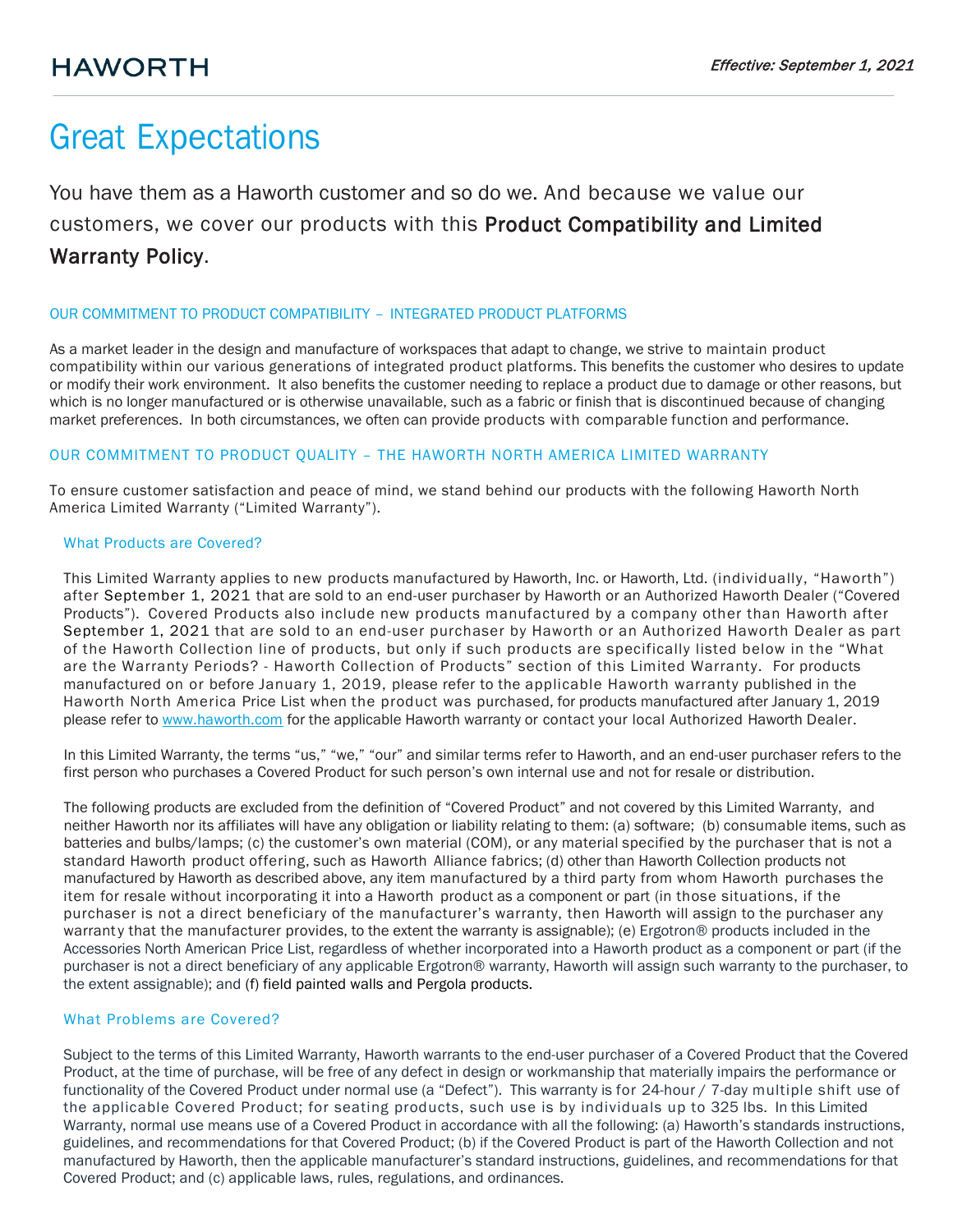HAWORTH

*Effective: September 1, 2021*

# Great Expectations

You have them as a Haworth customer and so do we. And because we value our customers, we cover our products with this **Product Compatibility and Limited Warranty Policy**.

## OUR COMMITMENT TO PRODUCT COMPATIBILITY – INTEGRATED PRODUCT PLATFORMS

As a market leader in the design and manufacture of workspaces that adapt to change, we strive to maintain product compatibility within our various generations of integrated product platforms. This benefits the customer who desires to update or modify their work environment. It also benefits the customer needing to replace a product due to damage or other reasons, but which is no longer manufactured or is otherwise unavailable, such as a fabric or finish that is discontinued because of changing market preferences. In both circumstances, we often can provide products with comparable function and performance.

## OUR COMMITMENT TO PRODUCT QUALITY – THE HAWORTH NORTH AMERICA LIMITED WARRANTY

To ensure customer satisfaction and peace of mind, we stand behind our products with the following Haworth North America Limited Warranty ("Limited Warranty").

### What Products are Covered?

This Limited Warranty applies to new products manufactured by Haworth, Inc. or Haworth, Ltd. (individually, "Haworth") after September 1, 2021 that are sold to an end-user purchaser by Haworth or an Authorized Haworth Dealer ("Covered Products"). Covered Products also include new products manufactured by a company other than Haworth after September 1, 2021 that are sold to an end-user purchaser by Haworth or an Authorized Haworth Dealer as part of the Haworth Collection line of products, but only if such products are specifically listed below in the "What are the Warranty Periods? - Haworth Collection of Products" section of this Limited Warranty. For products manufactured on or before January 1, 2019, please refer to the applicable Haworth warranty published in the Haworth North America Price List when the product was purchased, for products manufactured after January 1, 2019 please refer to [www.haworth.com](http://www.haworth.com) for the applicable Haworth warranty or contact your local Authorized Haworth Dealer.

In this Limited Warranty, the terms "us," "we," "our" and similar terms refer to Haworth, and an end-user purchaser refers to the first person who purchases a Covered Product for such person's own internal use and not for resale or distribution.

The following products are excluded from the definition of "Covered Product" and not covered by this Limited Warranty, and neither Haworth nor its affiliates will have any obligation or liability relating to them: (a) software; (b) consumable items, such as batteries and bulbs/lamps; (c) the customer's own material (COM), or any material specified by the purchaser that is not a standard Haworth product offering, such as Haworth Alliance fabrics; (d) other than Haworth Collection products not manufactured by Haworth as described above, any item manufactured by a third party from whom Haworth purchases the item for resale without incorporating it into a Haworth product as a component or part (in those situations, if the purchaser is not a direct beneficiary of the manufacturer's warranty, then Haworth will assign to the purchaser any warranty that the manufacturer provides, to the extent the warranty is assignable); (e) Ergotron® products included in the Accessories North American Price List, regardless of whether incorporated into a Haworth product as a component or part (if the purchaser is not a direct beneficiary of any applicable Ergotron® warranty, Haworth will assign such warranty to the purchaser, to the extent assignable); and (f) field painted walls and Pergola products.

### What Problems are Covered?

Subject to the terms of this Limited Warranty, Haworth warrants to the end-user purchaser of a Covered Product that the Covered Product, at the time of purchase, will be free of any defect in design or workmanship that materially impairs the performance or functionality of the Covered Product under normal use (a "Defect"). This warranty is for 24-hour / 7-day multiple shift use of the applicable Covered Product; for seating products, such use is by individuals up to 325 lbs. In this Limited Warranty, normal use means use of a Covered Product in accordance with all the following: (a) Haworth's standards instructions, guidelines, and recommendations for that Covered Product; (b) if the Covered Product is part of the Haworth Collection and not manufactured by Haworth, then the applicable manufacturer's standard instructions, guidelines, and recommendations for that Covered Product; and (c) applicable laws, rules, regulations, and ordinances.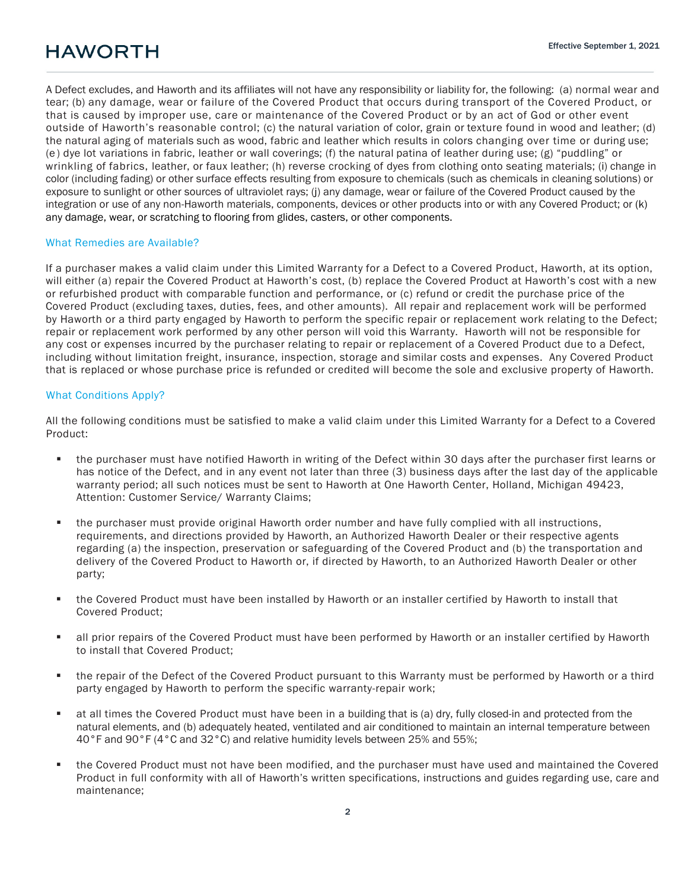A Defect excludes, and Haworth and its affiliates will not have any responsibility or liability for, the following: (a) normal wear and tear; (b) any damage, wear or failure of the Covered Product that occurs during transport of the Covered Product, or that is caused by improper use, care or maintenance of the Covered Product or by an act of God or other event outside of Haworth's reasonable control; (c) the natural variation of color, grain or texture found in wood and leather; (d) the natural aging of materials such as wood, fabric and leather which results in colors changing over time or during use; (e) dye lot variations in fabric, leather or wall coverings; (f) the natural patina of leather during use; (g) "puddling" or wrinkling of fabrics, leather, or faux leather; (h) reverse crocking of dyes from clothing onto seating materials; (i) change in color (including fading) or other surface effects resulting from exposure to chemicals (such as chemicals in cleaning solutions) or exposure to sunlight or other sources of ultraviolet rays; (j) any damage, wear or failure of the Covered Product caused by the integration or use of any non-Haworth materials, components, devices or other products into or with any Covered Product; or (k) any damage, wear, or scratching to flooring from glides, casters, or other components.

## What Remedies are Available?

If a purchaser makes a valid claim under this Limited Warranty for a Defect to a Covered Product, Haworth, at its option, will either (a) repair the Covered Product at Haworth's cost, (b) replace the Covered Product at Haworth's cost with a new or refurbished product with comparable function and performance, or (c) refund or credit the purchase price of the Covered Product (excluding taxes, duties, fees, and other amounts). All repair and replacement work will be performed by Haworth or a third party engaged by Haworth to perform the specific repair or replacement work relating to the Defect; repair or replacement work performed by any other person will void this Warranty. Haworth will not be responsible for any cost or expenses incurred by the purchaser relating to repair or replacement of a Covered Product due to a Defect, including without limitation freight, insurance, inspection, storage and similar costs and expenses. Any Covered Product that is replaced or whose purchase price is refunded or credited will become the sole and exclusive property of Haworth.

## What Conditions Apply?

All the following conditions must be satisfied to make a valid claim under this Limited Warranty for a Defect to a Covered Product:

- the purchaser must have notified Haworth in writing of the Defect within 30 days after the purchaser first learns or has notice of the Defect, and in any event not later than three (3) business days after the last day of the applicable warranty period; all such notices must be sent to Haworth at One Haworth Center, Holland, Michigan 49423, Attention: Customer Service/ Warranty Claims;
- the purchaser must provide original Haworth order number and have fully complied with all instructions, requirements, and directions provided by Haworth, an Authorized Haworth Dealer or their respective agents regarding (a) the inspection, preservation or safeguarding of the Covered Product and (b) the transportation and delivery of the Covered Product to Haworth or, if directed by Haworth, to an Authorized Haworth Dealer or other party;
- the Covered Product must have been installed by Haworth or an installer certified by Haworth to install that Covered Product;
- all prior repairs of the Covered Product must have been performed by Haworth or an installer certified by Haworth to install that Covered Product;
- the repair of the Defect of the Covered Product pursuant to this Warranty must be performed by Haworth or a third party engaged by Haworth to perform the specific warranty-repair work;
- at all times the Covered Product must have been in a building that is (a) dry, fully closed-in and protected from the natural elements, and (b) adequately heated, ventilated and air conditioned to maintain an internal temperature between 40°F and 90°F (4°C and 32°C) and relative humidity levels between 25% and 55%;
- the Covered Product must not have been modified, and the purchaser must have used and maintained the Covered Product in full conformity with all of Haworth's written specifications, instructions and guides regarding use, care and maintenance;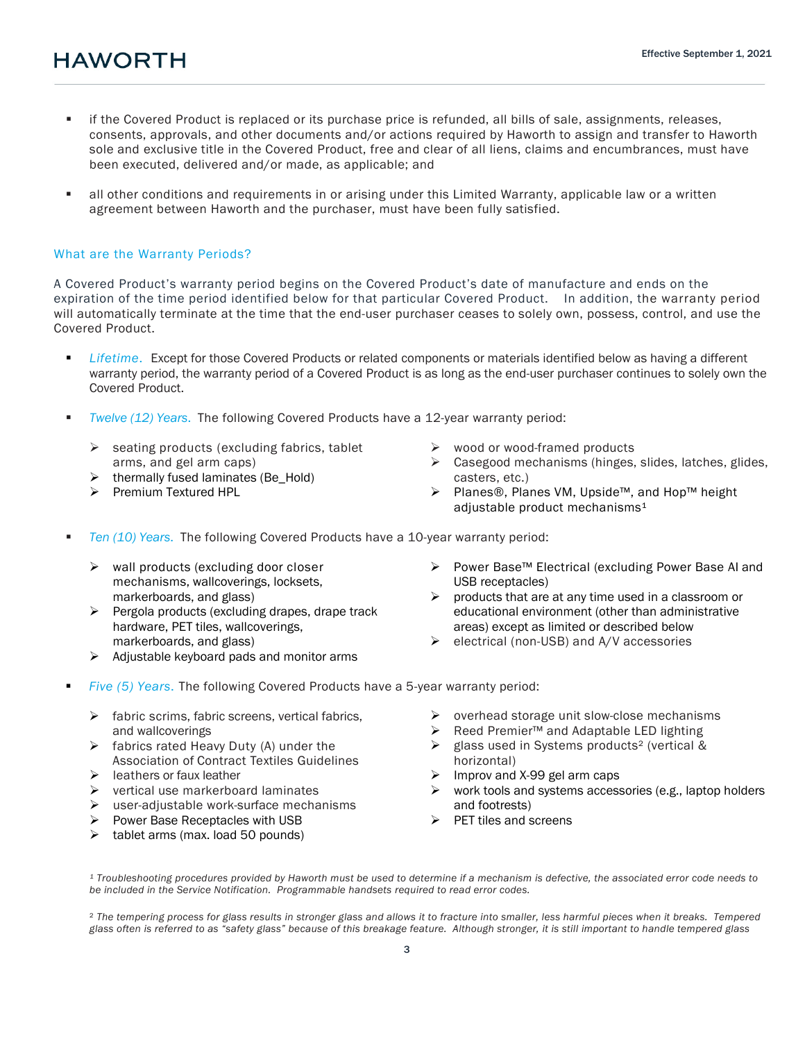- if the Covered Product is replaced or its purchase price is refunded, all bills of sale, assignments, releases, consents, approvals, and other documents and/or actions required by Haworth to assign and transfer to Haworth sole and exclusive title in the Covered Product, free and clear of all liens, claims and encumbrances, must have been executed, delivered and/or made, as applicable; and

- all other conditions and requirements in or arising under this Limited Warranty, applicable law or a written agreement between Haworth and the purchaser, must have been fully satisfied.

## What are the Warranty Periods?

A Covered Product's warranty period begins on the Covered Product's date of manufacture and ends on the expiration of the time period identified below for that particular Covered Product. In addition, the warranty period will automatically terminate at the time that the end-user purchaser ceases to solely own, possess, control, and use the Covered Product.

- *Lifetime.* Except for those Covered Products or related components or materials identified below as having a different warranty period, the warranty period of a Covered Product is as long as the end-user purchaser continues to solely own the Covered Product.

- *Twelve (12) Years.* The following Covered Products have a 12-year warranty period:
  - seating products (excluding fabrics, tablet arms, and gel arm caps)
  - thermally fused laminates (Be_Hold)
  - Premium Textured HPL
  - wood or wood-framed products
  - Casegood mechanisms (hinges, slides, latches, glides, casters, etc.)
  - Planes®, Planes VM, Upside™, and Hop™ height adjustable product mechanisms[1]

- *Ten (10) Years.* The following Covered Products have a 10-year warranty period:
  - wall products (excluding door closer mechanisms, wallcoverings, locksets, markerboards, and glass)
  - Pergola products (excluding drapes, drape track hardware, PET tiles, wallcoverings, markerboards, and glass)
  - Adjustable keyboard pads and monitor arms
  - Power Base™ Electrical (excluding Power Base AI and USB receptacles)
  - products that are at any time used in a classroom or educational environment (other than administrative areas) except as limited or described below
  - electrical (non-USB) and A/V accessories

- *Five (5) Years.* The following Covered Products have a 5-year warranty period:
  - fabric scrims, fabric screens, vertical fabrics, and wallcoverings
  - fabrics rated Heavy Duty (A) under the Association of Contract Textiles Guidelines
  - leathers or faux leather
  - vertical use markerboard laminates
  - user-adjustable work-surface mechanisms
  - Power Base Receptacles with USB
  - tablet arms (max. load 50 pounds)
  - overhead storage unit slow-close mechanisms
  - Reed Premier™ and Adaptable LED lighting
  - glass used in Systems products[2] (vertical & horizontal)
  - Improv and X-99 gel arm caps
  - work tools and systems accessories (e.g., laptop holders and footrests)
  - PET tiles and screens

*[1] Troubleshooting procedures provided by Haworth must be used to determine if a mechanism is defective, the associated error code needs to be included in the Service Notification. Programmable handsets required to read error codes.*

*[2] The tempering process for glass results in stronger glass and allows it to fracture into smaller, less harmful pieces when it breaks. Tempered glass often is referred to as "safety glass" because of this breakage feature. Although stronger, it is still important to handle tempered glass*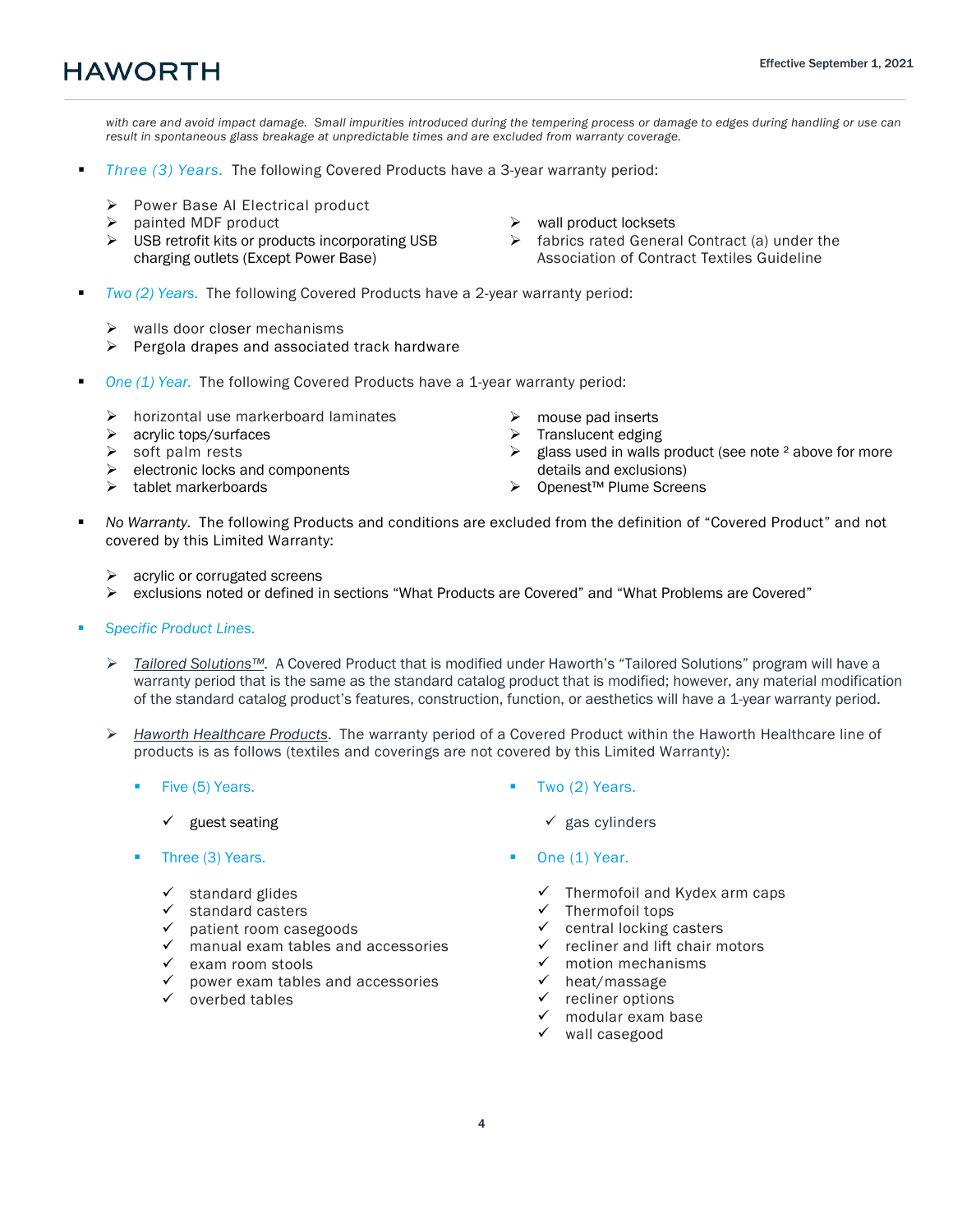*with care and avoid impact damage. Small impurities introduced during the tempering process or damage to edges during handling or use can result in spontaneous glass breakage at unpredictable times and are excluded from warranty coverage.*

- *Three (3) Years.* The following Covered Products have a 3-year warranty period:
  - Power Base AI Electrical product
  - painted MDF product
  - USB retrofit kits or products incorporating USB charging outlets (Except Power Base)
  - wall product locksets
  - fabrics rated General Contract (a) under the Association of Contract Textiles Guideline

- *Two (2) Years.* The following Covered Products have a 2-year warranty period:
  - walls door closer mechanisms
  - Pergola drapes and associated track hardware

- *One (1) Year.* The following Covered Products have a 1-year warranty period:
  - horizontal use markerboard laminates
  - acrylic tops/surfaces
  - soft palm rests
  - electronic locks and components
  - tablet markerboards
  - mouse pad inserts
  - Translucent edging
  - glass used in walls product (see note [2] above for more details and exclusions)
  - Openest™ Plume Screens

- *No Warranty.* The following Products and conditions are excluded from the definition of "Covered Product" and not covered by this Limited Warranty:
  - acrylic or corrugated screens
  - exclusions noted or defined in sections "What Products are Covered" and "What Problems are Covered"

- *Specific Product Lines.*
  - *Tailored Solutions™.* A Covered Product that is modified under Haworth's "Tailored Solutions" program will have a warranty period that is the same as the standard catalog product that is modified; however, any material modification of the standard catalog product's features, construction, function, or aesthetics will have a 1-year warranty period.
  - *Haworth Healthcare Products.* The warranty period of a Covered Product within the Haworth Healthcare line of products is as follows (textiles and coverings are not covered by this Limited Warranty):
    - Five (5) Years.
      - ✓ guest seating
    - Three (3) Years.
      - ✓ standard glides
      - ✓ standard casters
      - ✓ patient room casegoods
      - ✓ manual exam tables and accessories
      - ✓ exam room stools
      - ✓ power exam tables and accessories
      - ✓ overbed tables
    - Two (2) Years.
      - ✓ gas cylinders
    - One (1) Year.
      - ✓ Thermofoil and Kydex arm caps
      - ✓ Thermofoil tops
      - ✓ central locking casters
      - ✓ recliner and lift chair motors
      - ✓ motion mechanisms
      - ✓ heat/massage
      - ✓ recliner options
      - ✓ modular exam base
      - ✓ wall casegood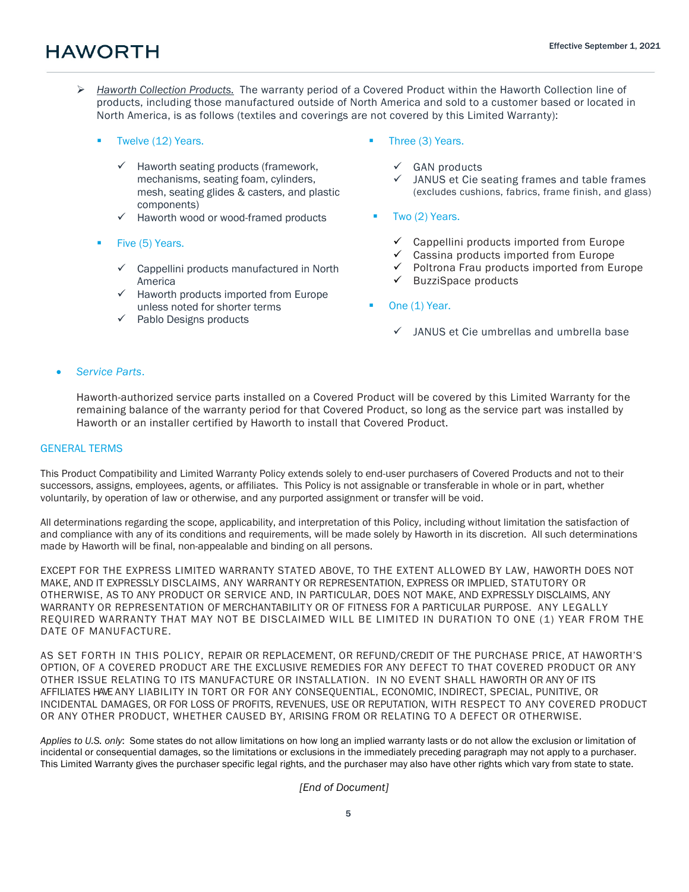- *Haworth Collection Products.* The warranty period of a Covered Product within the Haworth Collection line of products, including those manufactured outside of North America and sold to a customer based or located in North America, is as follows (textiles and coverings are not covered by this Limited Warranty):

  - Twelve (12) Years.
    - ✓ Haworth seating products (framework, mechanisms, seating foam, cylinders, mesh, seating glides & casters, and plastic components)
    - ✓ Haworth wood or wood-framed products
  - Five (5) Years.
    - ✓ Cappellini products manufactured in North America
    - ✓ Haworth products imported from Europe unless noted for shorter terms
    - ✓ Pablo Designs products
  - Three (3) Years.
    - ✓ GAN products
    - ✓ JANUS et Cie seating frames and table frames (excludes cushions, fabrics, frame finish, and glass)
  - Two (2) Years.
    - ✓ Cappellini products imported from Europe
    - ✓ Cassina products imported from Europe
    - ✓ Poltrona Frau products imported from Europe
    - ✓ BuzziSpace products
  - One (1) Year.
    - ✓ JANUS et Cie umbrellas and umbrella base

- *Service Parts*.

  Haworth-authorized service parts installed on a Covered Product will be covered by this Limited Warranty for the remaining balance of the warranty period for that Covered Product, so long as the service part was installed by Haworth or an installer certified by Haworth to install that Covered Product.

## GENERAL TERMS

This Product Compatibility and Limited Warranty Policy extends solely to end-user purchasers of Covered Products and not to their successors, assigns, employees, agents, or affiliates. This Policy is not assignable or transferable in whole or in part, whether voluntarily, by operation of law or otherwise, and any purported assignment or transfer will be void.

All determinations regarding the scope, applicability, and interpretation of this Policy, including without limitation the satisfaction of and compliance with any of its conditions and requirements, will be made solely by Haworth in its discretion. All such determinations made by Haworth will be final, non-appealable and binding on all persons.

EXCEPT FOR THE EXPRESS LIMITED WARRANTY STATED ABOVE, TO THE EXTENT ALLOWED BY LAW, HAWORTH DOES NOT MAKE, AND IT EXPRESSLY DISCLAIMS, ANY WARRANTY OR REPRESENTATION, EXPRESS OR IMPLIED, STATUTORY OR OTHERWISE, AS TO ANY PRODUCT OR SERVICE AND, IN PARTICULAR, DOES NOT MAKE, AND EXPRESSLY DISCLAIMS, ANY WARRANTY OR REPRESENTATION OF MERCHANTABILITY OR OF FITNESS FOR A PARTICULAR PURPOSE. ANY LEGALLY REQUIRED WARRANTY THAT MAY NOT BE DISCLAIMED WILL BE LIMITED IN DURATION TO ONE (1) YEAR FROM THE DATE OF MANUFACTURE.

AS SET FORTH IN THIS POLICY, REPAIR OR REPLACEMENT, OR REFUND/CREDIT OF THE PURCHASE PRICE, AT HAWORTH'S OPTION, OF A COVERED PRODUCT ARE THE EXCLUSIVE REMEDIES FOR ANY DEFECT TO THAT COVERED PRODUCT OR ANY OTHER ISSUE RELATING TO ITS MANUFACTURE OR INSTALLATION. IN NO EVENT SHALL HAWORTH OR ANY OF ITS AFFILIATES HAVE ANY LIABILITY IN TORT OR FOR ANY CONSEQUENTIAL, ECONOMIC, INDIRECT, SPECIAL, PUNITIVE, OR INCIDENTAL DAMAGES, OR FOR LOSS OF PROFITS, REVENUES, USE OR REPUTATION, WITH RESPECT TO ANY COVERED PRODUCT OR ANY OTHER PRODUCT, WHETHER CAUSED BY, ARISING FROM OR RELATING TO A DEFECT OR OTHERWISE.

*Applies to U.S. only*: Some states do not allow limitations on how long an implied warranty lasts or do not allow the exclusion or limitation of incidental or consequential damages, so the limitations or exclusions in the immediately preceding paragraph may not apply to a purchaser. This Limited Warranty gives the purchaser specific legal rights, and the purchaser may also have other rights which vary from state to state.

*[End of Document]*